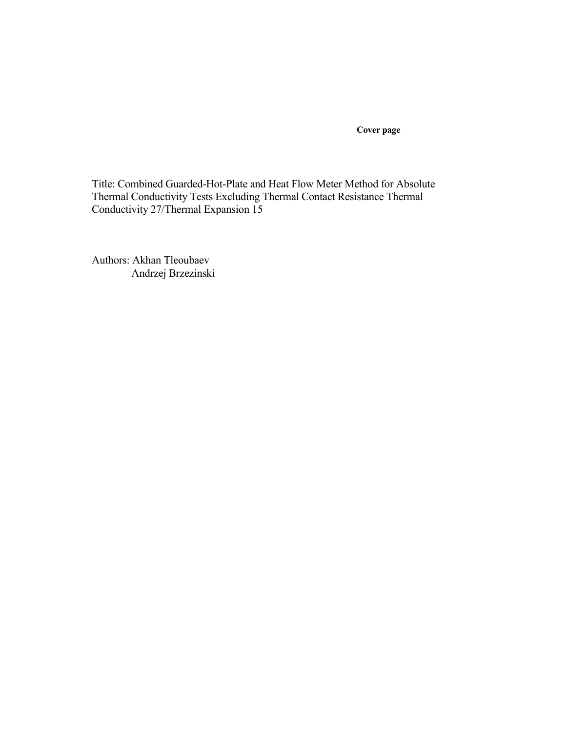**Cover page**

Title: Combined Guarded-Hot-Plate and Heat Flow Meter Method for Absolute Thermal Conductivity Tests Excluding Thermal Contact Resistance Thermal Conductivity 27/Thermal Expansion 15

Authors: Akhan Tleoubaev
Andrzej Brzezinski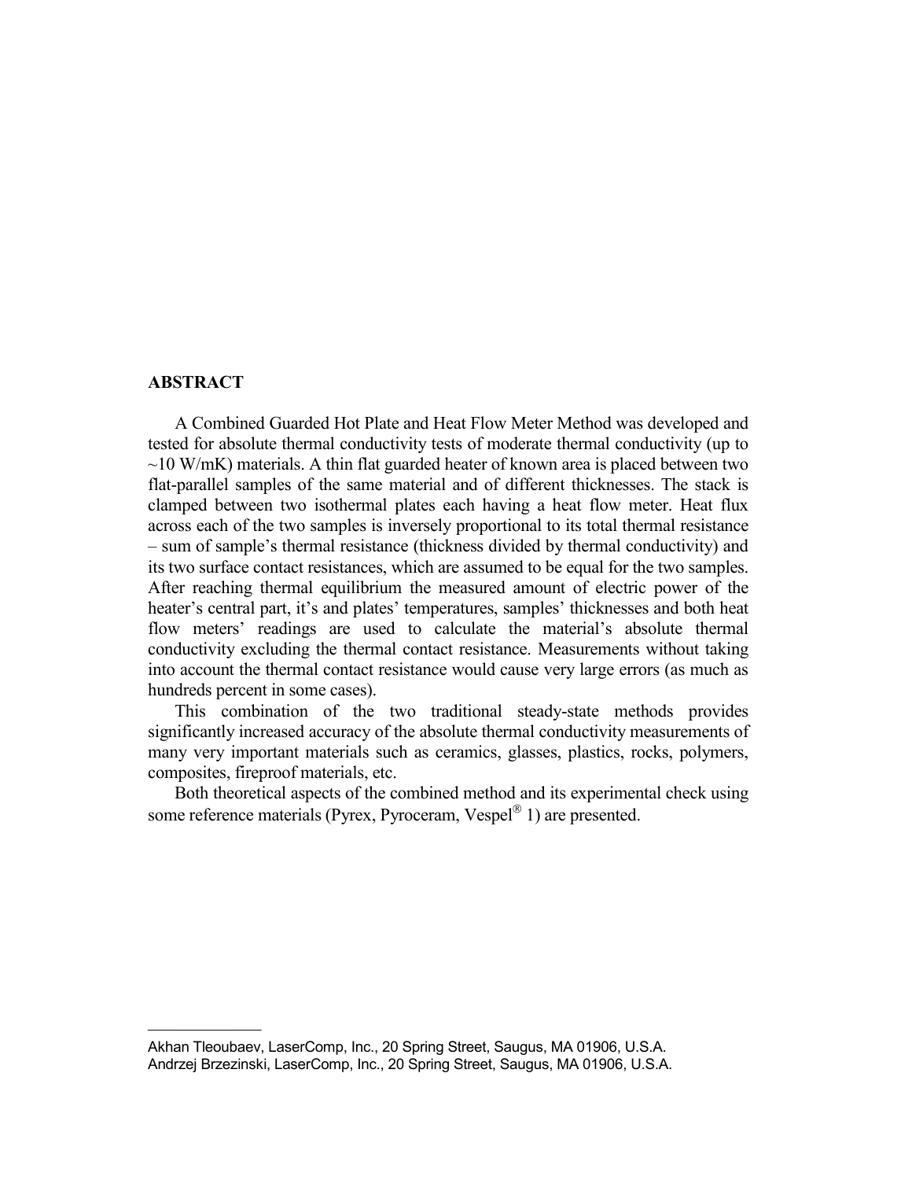## ABSTRACT

A Combined Guarded Hot Plate and Heat Flow Meter Method was developed and tested for absolute thermal conductivity tests of moderate thermal conductivity (up to ~10 W/mK) materials. A thin flat guarded heater of known area is placed between two flat-parallel samples of the same material and of different thicknesses. The stack is clamped between two isothermal plates each having a heat flow meter. Heat flux across each of the two samples is inversely proportional to its total thermal resistance – sum of sample's thermal resistance (thickness divided by thermal conductivity) and its two surface contact resistances, which are assumed to be equal for the two samples. After reaching thermal equilibrium the measured amount of electric power of the heater's central part, it's and plates' temperatures, samples' thicknesses and both heat flow meters' readings are used to calculate the material's absolute thermal conductivity excluding the thermal contact resistance. Measurements without taking into account the thermal contact resistance would cause very large errors (as much as hundreds percent in some cases).

This combination of the two traditional steady-state methods provides significantly increased accuracy of the absolute thermal conductivity measurements of many very important materials such as ceramics, glasses, plastics, rocks, polymers, composites, fireproof materials, etc.

Both theoretical aspects of the combined method and its experimental check using some reference materials (Pyrex, Pyroceram, Vespel® 1) are presented.

---

Akhan Tleoubaev, LaserComp, Inc., 20 Spring Street, Saugus, MA 01906, U.S.A.
Andrzej Brzezinski, LaserComp, Inc., 20 Spring Street, Saugus, MA 01906, U.S.A.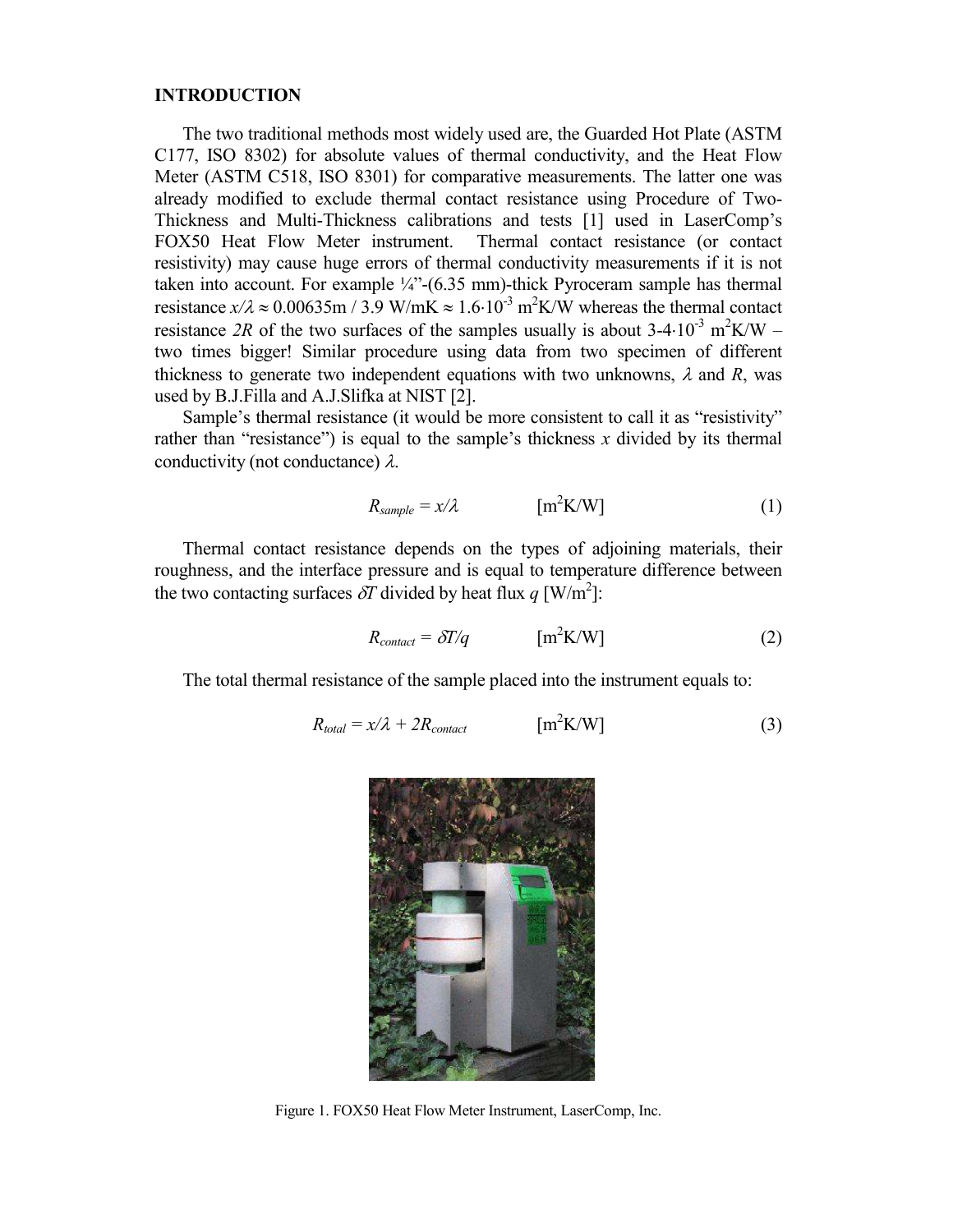## INTRODUCTION

The two traditional methods most widely used are, the Guarded Hot Plate (ASTM C177, ISO 8302) for absolute values of thermal conductivity, and the Heat Flow Meter (ASTM C518, ISO 8301) for comparative measurements. The latter one was already modified to exclude thermal contact resistance using Procedure of Two-Thickness and Multi-Thickness calibrations and tests [1] used in LaserComp's FOX50 Heat Flow Meter instrument. Thermal contact resistance (or contact resistivity) may cause huge errors of thermal conductivity measurements if it is not taken into account. For example ¼"-(6.35 mm)-thick Pyroceram sample has thermal resistance $x/\lambda \approx 0.00635\text{m} / 3.9\ \text{W/mK} \approx 1.6 \cdot 10^{-3}\ \text{m}^2\text{K/W}$ whereas the thermal contact resistance $2R$ of the two surfaces of the samples usually is about $3\text{-}4 \cdot 10^{-3}\ \text{m}^2\text{K/W}$ – two times bigger! Similar procedure using data from two specimen of different thickness to generate two independent equations with two unknowns, $\lambda$ and $R$, was used by B.J.Filla and A.J.Slifka at NIST [2].

Sample's thermal resistance (it would be more consistent to call it as "resistivity" rather than "resistance") is equal to the sample's thickness $x$ divided by its thermal conductivity (not conductance) $\lambda$.

$$R_{sample} = x/\lambda \qquad [\text{m}^2\text{K/W}] \tag{1}$$

Thermal contact resistance depends on the types of adjoining materials, their roughness, and the interface pressure and is equal to temperature difference between the two contacting surfaces $\delta T$ divided by heat flux $q$ [W/m$^2$]:

$$R_{contact} = \delta T/q \qquad [\text{m}^2\text{K/W}] \tag{2}$$

The total thermal resistance of the sample placed into the instrument equals to:

$$R_{total} = x/\lambda + 2R_{contact} \qquad [\text{m}^2\text{K/W}] \tag{3}$$

Figure 1. FOX50 Heat Flow Meter Instrument, LaserComp, Inc.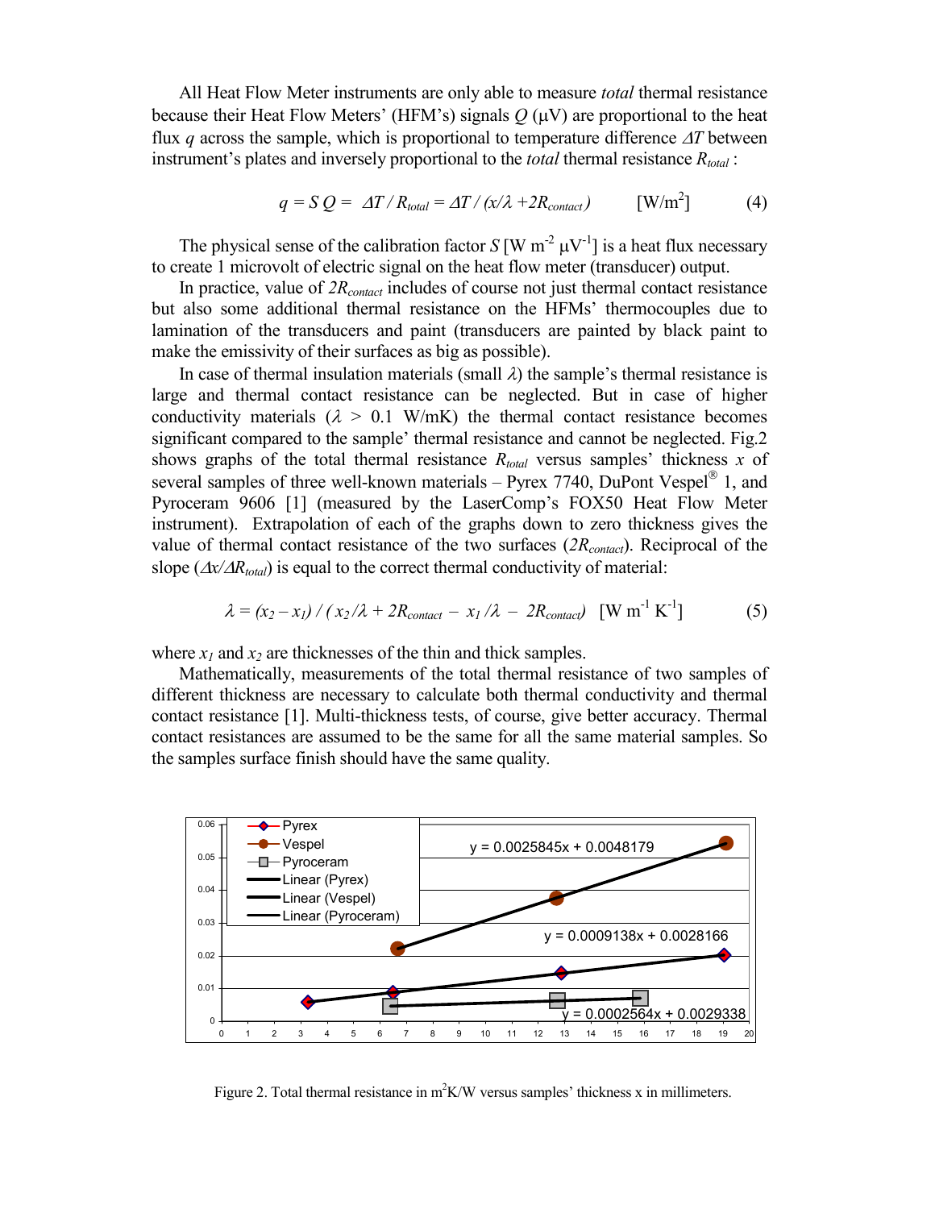All Heat Flow Meter instruments are only able to measure *total* thermal resistance because their Heat Flow Meters' (HFM's) signals $Q$ (μV) are proportional to the heat flux $q$ across the sample, which is proportional to temperature difference $\Delta T$ between instrument's plates and inversely proportional to the *total* thermal resistance $R_{total}$ :

$$q = S\,Q = \Delta T / R_{total} = \Delta T / (x/\lambda + 2R_{contact}) \qquad [\mathrm{W/m^2}] \qquad (4)$$

The physical sense of the calibration factor $S$ [W m$^{-2}$ μV$^{-1}$] is a heat flux necessary to create 1 microvolt of electric signal on the heat flow meter (transducer) output.

In practice, value of $2R_{contact}$ includes of course not just thermal contact resistance but also some additional thermal resistance on the HFMs' thermocouples due to lamination of the transducers and paint (transducers are painted by black paint to make the emissivity of their surfaces as big as possible).

In case of thermal insulation materials (small $\lambda$) the sample's thermal resistance is large and thermal contact resistance can be neglected. But in case of higher conductivity materials ($\lambda$ > 0.1 W/mK) the thermal contact resistance becomes significant compared to the sample' thermal resistance and cannot be neglected. Fig.2 shows graphs of the total thermal resistance $R_{total}$ versus samples' thickness $x$ of several samples of three well-known materials – Pyrex 7740, DuPont Vespel® 1, and Pyroceram 9606 [1] (measured by the LaserComp's FOX50 Heat Flow Meter instrument). Extrapolation of each of the graphs down to zero thickness gives the value of thermal contact resistance of the two surfaces ($2R_{contact}$). Reciprocal of the slope ($\Delta x/\Delta R_{total}$) is equal to the correct thermal conductivity of material:

$$\lambda = (x_2 - x_1) / (x_2/\lambda + 2R_{contact} - x_1/\lambda - 2R_{contact}) \quad [\mathrm{W\,m^{-1}\,K^{-1}}] \qquad (5)$$

where $x_1$ and $x_2$ are thicknesses of the thin and thick samples.

Mathematically, measurements of the total thermal resistance of two samples of different thickness are necessary to calculate both thermal conductivity and thermal contact resistance [1]. Multi-thickness tests, of course, give better accuracy. Thermal contact resistances are assumed to be the same for all the same material samples. So the samples surface finish should have the same quality.

Figure 2. Total thermal resistance in m$^2$K/W versus samples' thickness x in millimeters.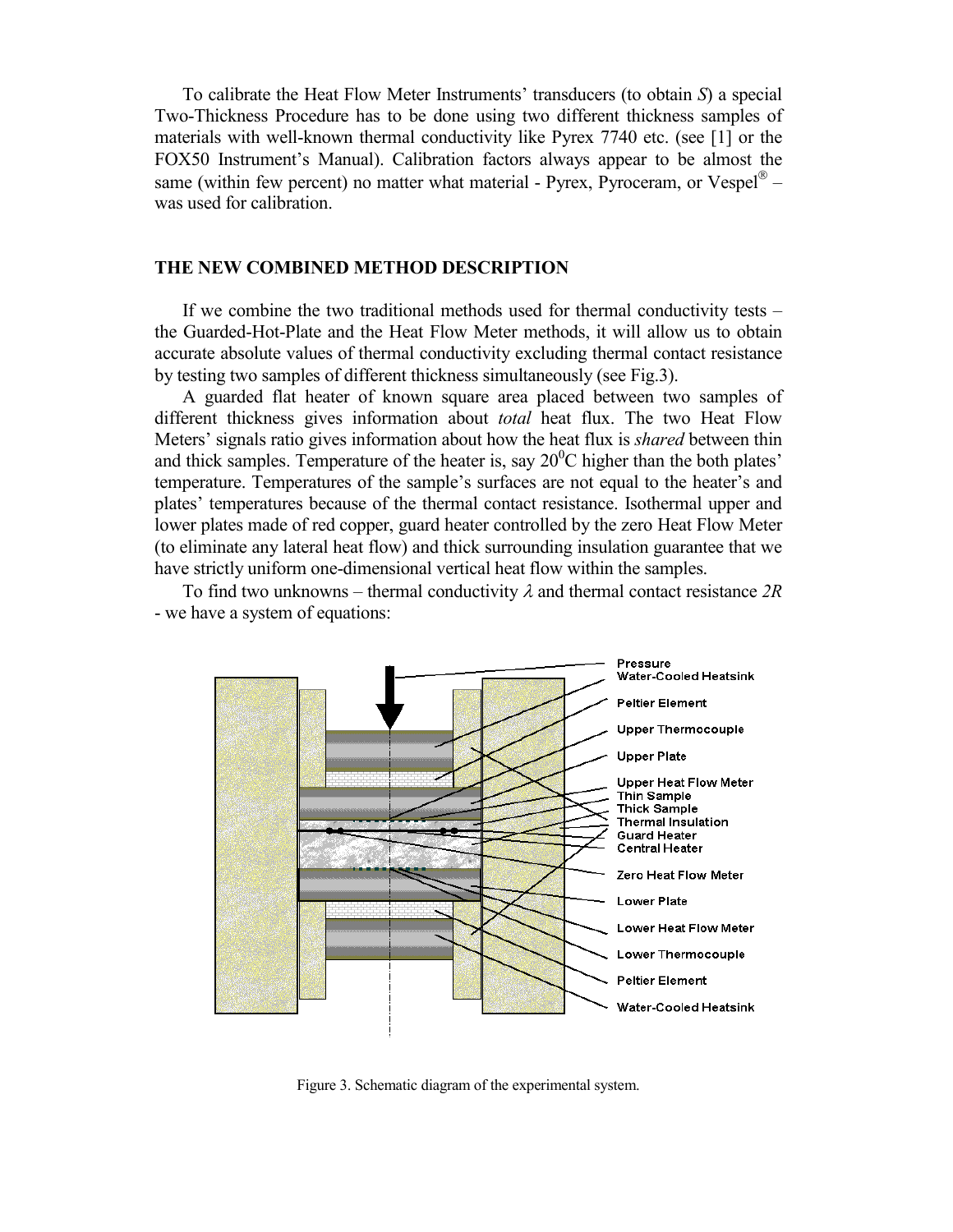To calibrate the Heat Flow Meter Instruments' transducers (to obtain *S*) a special Two-Thickness Procedure has to be done using two different thickness samples of materials with well-known thermal conductivity like Pyrex 7740 etc. (see [1] or the FOX50 Instrument's Manual). Calibration factors always appear to be almost the same (within few percent) no matter what material - Pyrex, Pyroceram, or Vespel® – was used for calibration.

## THE NEW COMBINED METHOD DESCRIPTION

If we combine the two traditional methods used for thermal conductivity tests – the Guarded-Hot-Plate and the Heat Flow Meter methods, it will allow us to obtain accurate absolute values of thermal conductivity excluding thermal contact resistance by testing two samples of different thickness simultaneously (see Fig.3).

A guarded flat heater of known square area placed between two samples of different thickness gives information about *total* heat flux. The two Heat Flow Meters' signals ratio gives information about how the heat flux is *shared* between thin and thick samples. Temperature of the heater is, say $20^0$C higher than the both plates' temperature. Temperatures of the sample's surfaces are not equal to the heater's and plates' temperatures because of the thermal contact resistance. Isothermal upper and lower plates made of red copper, guard heater controlled by the zero Heat Flow Meter (to eliminate any lateral heat flow) and thick surrounding insulation guarantee that we have strictly uniform one-dimensional vertical heat flow within the samples.

To find two unknowns – thermal conductivity $\lambda$ and thermal contact resistance $2R$ - we have a system of equations:

Pressure
Water-Cooled Heatsink
Peltier Element
Upper Thermocouple
Upper Plate
Upper Heat Flow Meter
Thin Sample
Thick Sample
Thermal Insulation
Guard Heater
Central Heater
Zero Heat Flow Meter
Lower Plate
Lower Heat Flow Meter
Lower Thermocouple
Peltier Element
Water-Cooled Heatsink

Figure 3. Schematic diagram of the experimental system.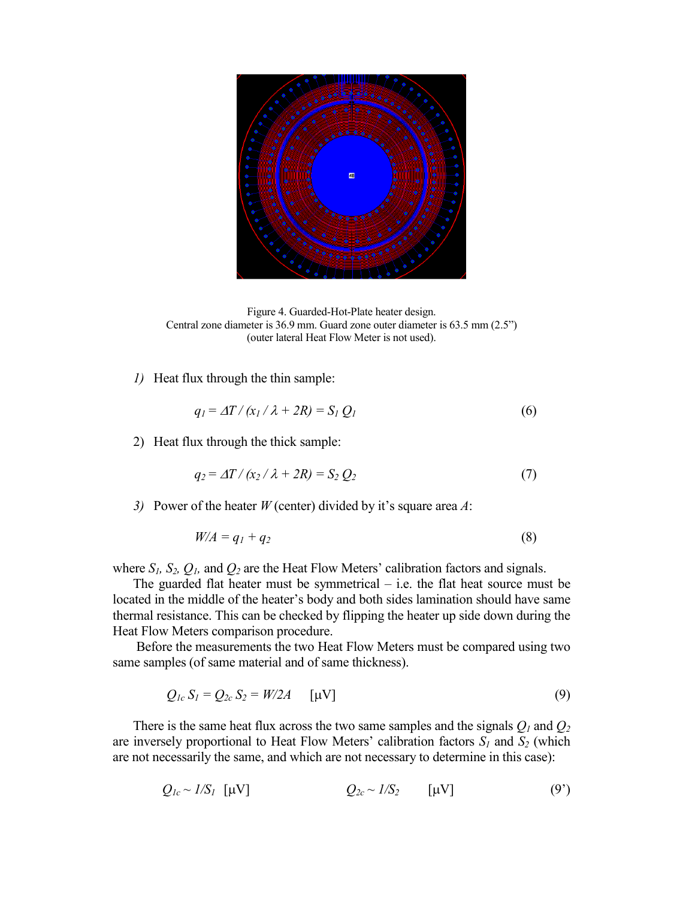Figure 4. Guarded-Hot-Plate heater design.
Central zone diameter is 36.9 mm. Guard zone outer diameter is 63.5 mm (2.5")
(outer lateral Heat Flow Meter is not used).

*1)* Heat flux through the thin sample:

$$q_1 = \Delta T / (x_1 / \lambda + 2R) = S_1 Q_1 \tag{6}$$

2) Heat flux through the thick sample:

$$q_2 = \Delta T / (x_2 / \lambda + 2R) = S_2 Q_2 \tag{7}$$

*3)* Power of the heater $W$ (center) divided by it's square area $A$:

$$W/A = q_1 + q_2 \tag{8}$$

where $S_1$, $S_2$, $Q_1$, and $Q_2$ are the Heat Flow Meters' calibration factors and signals.

The guarded flat heater must be symmetrical – i.e. the flat heat source must be located in the middle of the heater's body and both sides lamination should have same thermal resistance. This can be checked by flipping the heater up side down during the Heat Flow Meters comparison procedure.

Before the measurements the two Heat Flow Meters must be compared using two same samples (of same material and of same thickness).

$$Q_{1c} S_1 = Q_{2c} S_2 = W/2A \quad [\mu\text{V}] \tag{9}$$

There is the same heat flux across the two same samples and the signals $Q_1$ and $Q_2$ are inversely proportional to Heat Flow Meters' calibration factors $S_1$ and $S_2$ (which are not necessarily the same, and which are not necessary to determine in this case):

$$Q_{1c} \sim 1/S_1 \quad [\mu\text{V}] \qquad\qquad Q_{2c} \sim 1/S_2 \quad [\mu\text{V}] \tag{9'}$$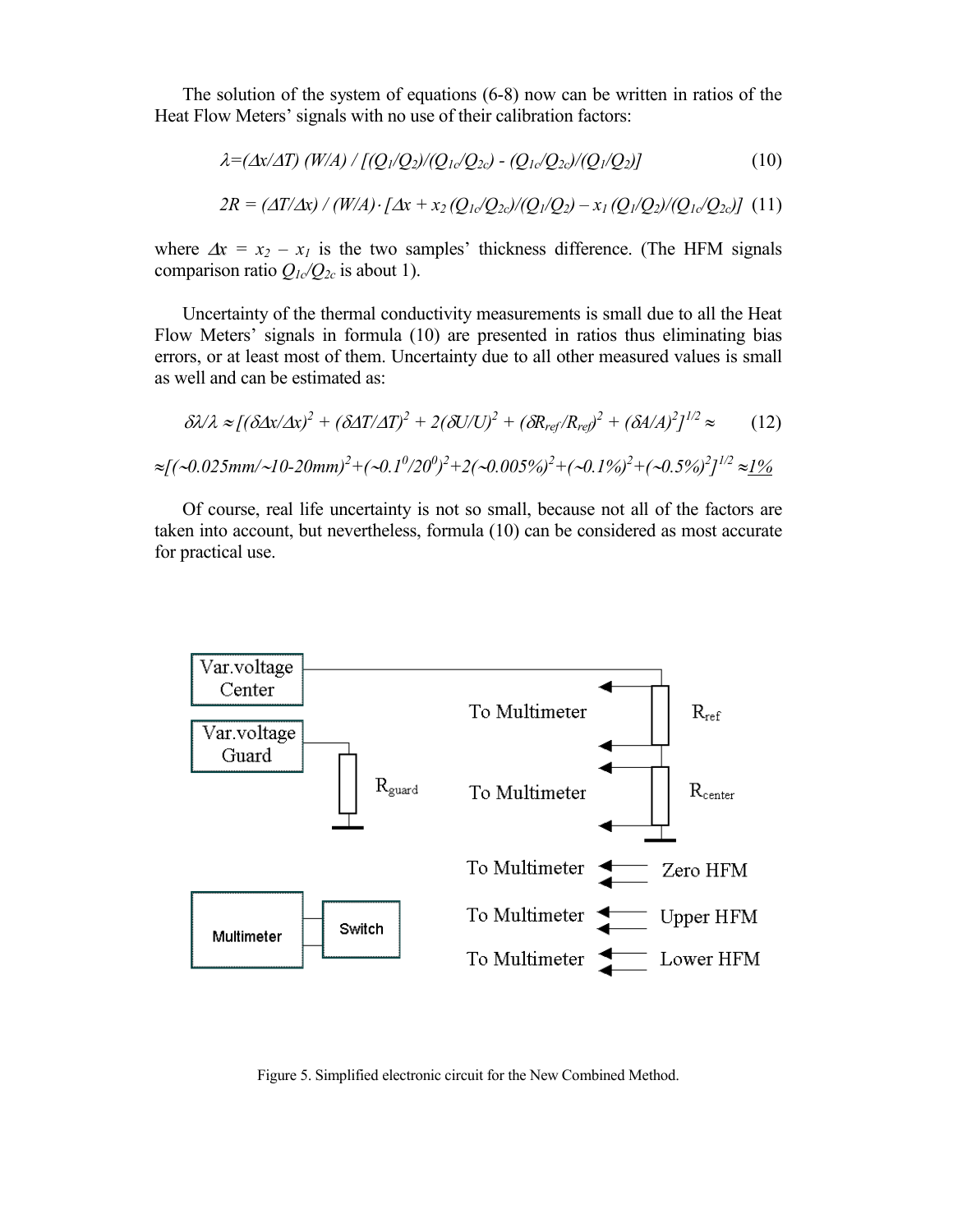The solution of the system of equations (6-8) now can be written in ratios of the Heat Flow Meters' signals with no use of their calibration factors:

$$\lambda=(\Delta x/\Delta T)\,(W/A)\,/\,[(Q_1/Q_2)/(Q_{1c}/Q_{2c}) - (Q_{1c}/Q_{2c})/(Q_1/Q_2)] \tag{10}$$

$$2R = (\Delta T/\Delta x)\,/\,(W/A)\cdot[\Delta x + x_2\,(Q_{1c}/Q_{2c})/(Q_1/Q_2) - x_1\,(Q_1/Q_2)/(Q_{1c}/Q_{2c})] \tag{11}$$

where $\Delta x = x_2 - x_1$ is the two samples' thickness difference. (The HFM signals comparison ratio $Q_{1c}/Q_{2c}$ is about 1).

Uncertainty of the thermal conductivity measurements is small due to all the Heat Flow Meters' signals in formula (10) are presented in ratios thus eliminating bias errors, or at least most of them. Uncertainty due to all other measured values is small as well and can be estimated as:

$$\delta\lambda/\lambda \approx [(\delta\Delta x/\Delta x)^2 + (\delta\Delta T/\Delta T)^2 + 2(\delta U/U)^2 + (\delta R_{ref}/R_{ref})^2 + (\delta A/A)^2]^{1/2} \approx \tag{12}$$

$$\approx[(\sim 0.025mm/\sim 10\text{-}20mm)^2+(\sim 0.1^0/20^0)^2+2(\sim 0.005\%)^2+(\sim 0.1\%)^2+(\sim 0.5\%)^2]^{1/2} \approx \underline{1\%}$$

Of course, real life uncertainty is not so small, because not all of the factors are taken into account, but nevertheless, formula (10) can be considered as most accurate for practical use.

Figure 5. Simplified electronic circuit for the New Combined Method.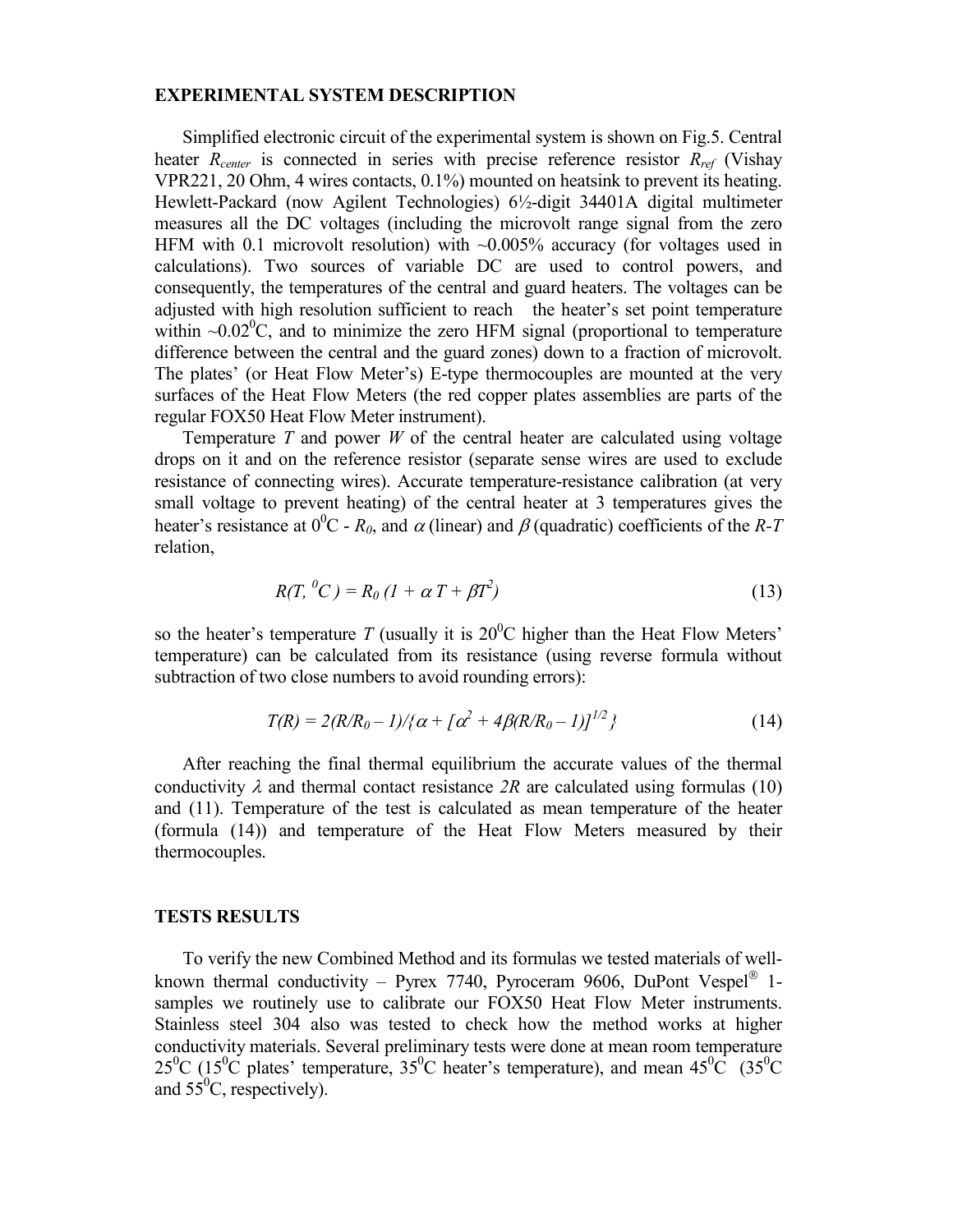## EXPERIMENTAL SYSTEM DESCRIPTION

Simplified electronic circuit of the experimental system is shown on Fig.5. Central heater $R_{center}$ is connected in series with precise reference resistor $R_{ref}$ (Vishay VPR221, 20 Ohm, 4 wires contacts, 0.1%) mounted on heatsink to prevent its heating. Hewlett-Packard (now Agilent Technologies) 6½-digit 34401A digital multimeter measures all the DC voltages (including the microvolt range signal from the zero HFM with 0.1 microvolt resolution) with ~0.005% accuracy (for voltages used in calculations). Two sources of variable DC are used to control powers, and consequently, the temperatures of the central and guard heaters. The voltages can be adjusted with high resolution sufficient to reach the heater's set point temperature within ~0.02$^0$C, and to minimize the zero HFM signal (proportional to temperature difference between the central and the guard zones) down to a fraction of microvolt. The plates' (or Heat Flow Meter's) E-type thermocouples are mounted at the very surfaces of the Heat Flow Meters (the red copper plates assemblies are parts of the regular FOX50 Heat Flow Meter instrument).

Temperature $T$ and power $W$ of the central heater are calculated using voltage drops on it and on the reference resistor (separate sense wires are used to exclude resistance of connecting wires). Accurate temperature-resistance calibration (at very small voltage to prevent heating) of the central heater at 3 temperatures gives the heater's resistance at 0$^0$C - $R_0$, and $\alpha$ (linear) and $\beta$ (quadratic) coefficients of the $R$-$T$ relation,

$$R(T, {}^0C) = R_0 (1 + \alpha T + \beta T^2) \tag{13}$$

so the heater's temperature $T$ (usually it is 20$^0$C higher than the Heat Flow Meters' temperature) can be calculated from its resistance (using reverse formula without subtraction of two close numbers to avoid rounding errors):

$$T(R) = 2(R/R_0 - 1)/\{\alpha + [\alpha^2 + 4\beta(R/R_0 - 1)]^{1/2}\} \tag{14}$$

After reaching the final thermal equilibrium the accurate values of the thermal conductivity $\lambda$ and thermal contact resistance $2R$ are calculated using formulas (10) and (11). Temperature of the test is calculated as mean temperature of the heater (formula (14)) and temperature of the Heat Flow Meters measured by their thermocouples.

## TESTS RESULTS

To verify the new Combined Method and its formulas we tested materials of well-known thermal conductivity – Pyrex 7740, Pyroceram 9606, DuPont Vespel® 1-samples we routinely use to calibrate our FOX50 Heat Flow Meter instruments. Stainless steel 304 also was tested to check how the method works at higher conductivity materials. Several preliminary tests were done at mean room temperature 25$^0$C (15$^0$C plates' temperature, 35$^0$C heater's temperature), and mean 45$^0$C (35$^0$C and 55$^0$C, respectively).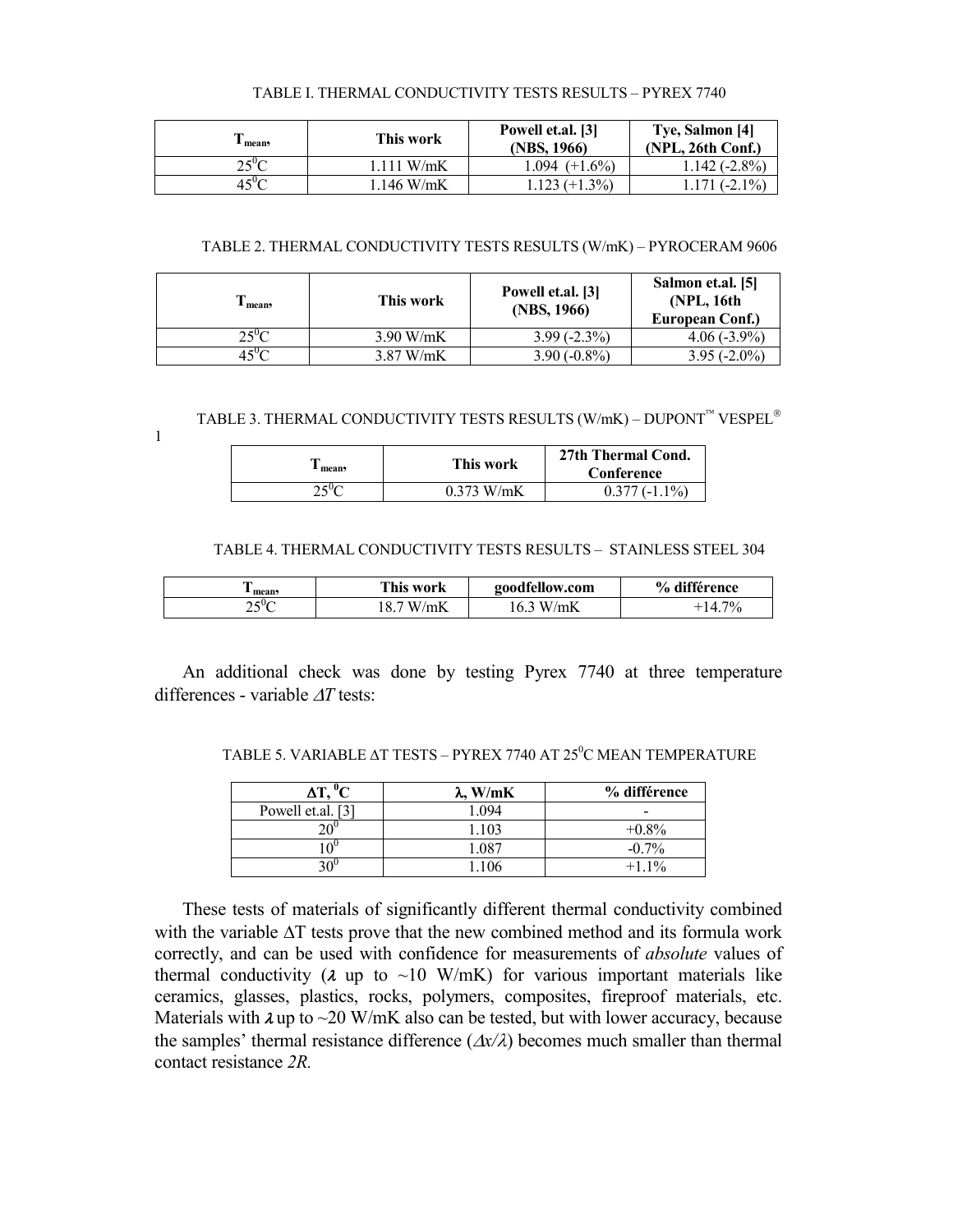TABLE I. THERMAL CONDUCTIVITY TESTS RESULTS – PYREX 7740

| $T_{mean}$, | This work | Powell et.al. [3] (NBS, 1966) | Tye, Salmon [4] (NPL, 26th Conf.) |
|---|---|---|---|
| $25^0$C | 1.111 W/mK | 1.094 (+1.6%) | 1.142 (-2.8%) |
| $45^0$C | 1.146 W/mK | 1.123 (+1.3%) | 1.171 (-2.1%) |

TABLE 2. THERMAL CONDUCTIVITY TESTS RESULTS (W/mK) – PYROCERAM 9606

| $T_{mean}$, | This work | Powell et.al. [3] (NBS, 1966) | Salmon et.al. [5] (NPL, 16th European Conf.) |
|---|---|---|---|
| $25^0$C | 3.90 W/mK | 3.99 (-2.3%) | 4.06 (-3.9%) |
| $45^0$C | 3.87 W/mK | 3.90 (-0.8%) | 3.95 (-2.0%) |

TABLE 3. THERMAL CONDUCTIVITY TESTS RESULTS (W/mK) – DUPONT™ VESPEL®

1

| $T_{mean}$, | This work | 27th Thermal Cond. Conference |
|---|---|---|
| $25^0$C | 0.373 W/mK | 0.377 (-1.1%) |

TABLE 4. THERMAL CONDUCTIVITY TESTS RESULTS – STAINLESS STEEL 304

| $T_{mean}$, | This work | goodfellow.com | % différence |
|---|---|---|---|
| $25^0$C | 18.7 W/mK | 16.3 W/mK | +14.7% |

An additional check was done by testing Pyrex 7740 at three temperature differences - variable $\Delta T$ tests:

TABLE 5. VARIABLE ΔT TESTS – PYREX 7740 AT $25^0$C MEAN TEMPERATURE

| $\Delta T$, $^0$C | $\lambda$, W/mK | % différence |
|---|---|---|
| Powell et.al. [3] | 1.094 | - |
| $20^0$ | 1.103 | +0.8% |
| $10^0$ | 1.087 | -0.7% |
| $30^0$ | 1.106 | +1.1% |

These tests of materials of significantly different thermal conductivity combined with the variable ΔT tests prove that the new combined method and its formula work correctly, and can be used with confidence for measurements of *absolute* values of thermal conductivity ($\lambda$ up to ~10 W/mK) for various important materials like ceramics, glasses, plastics, rocks, polymers, composites, fireproof materials, etc. Materials with $\lambda$ up to ~20 W/mK also can be tested, but with lower accuracy, because the samples' thermal resistance difference ($\Delta x/\lambda$) becomes much smaller than thermal contact resistance *2R.*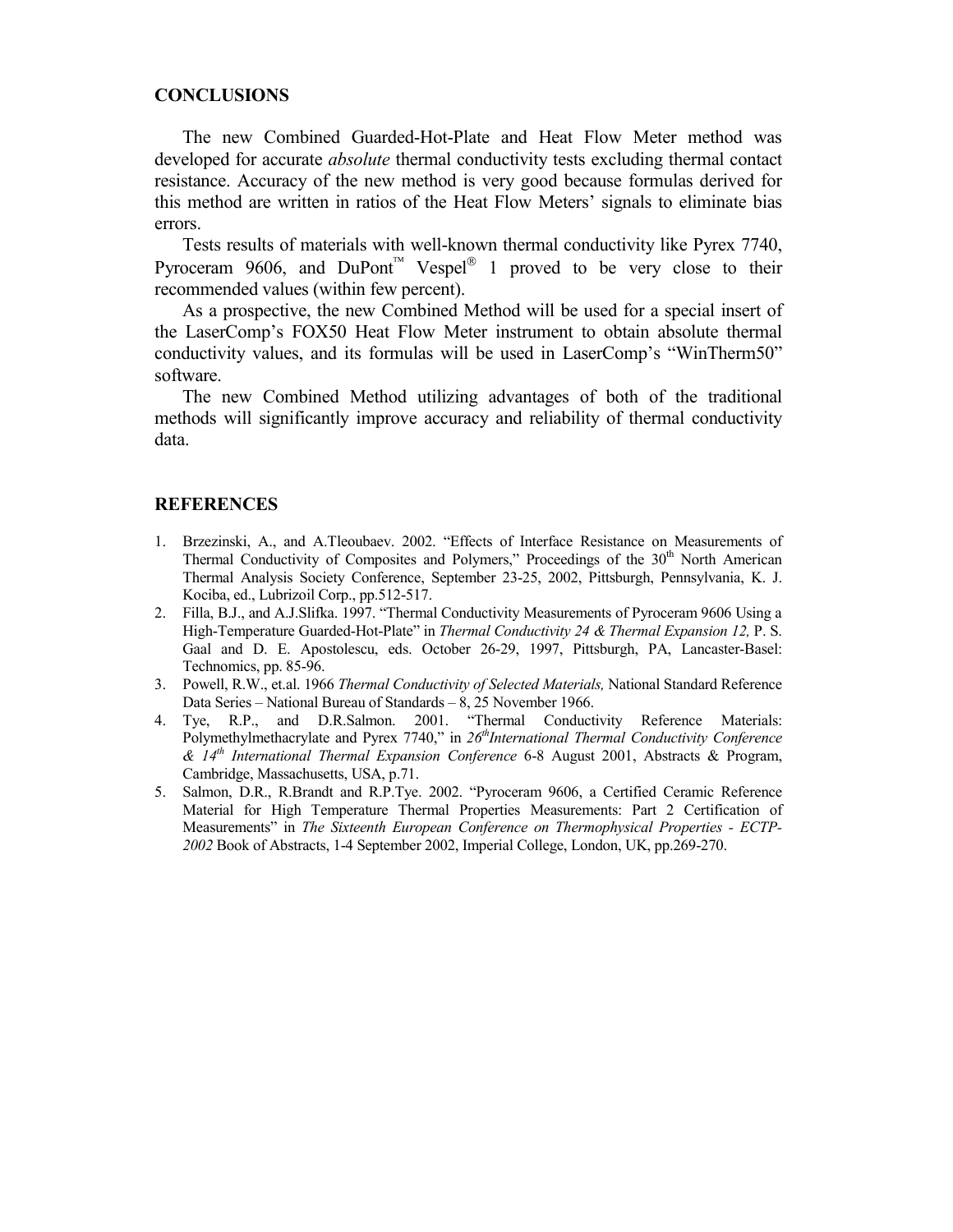## CONCLUSIONS

The new Combined Guarded-Hot-Plate and Heat Flow Meter method was developed for accurate *absolute* thermal conductivity tests excluding thermal contact resistance. Accuracy of the new method is very good because formulas derived for this method are written in ratios of the Heat Flow Meters' signals to eliminate bias errors.

Tests results of materials with well-known thermal conductivity like Pyrex 7740, Pyroceram 9606, and DuPont™ Vespel® 1 proved to be very close to their recommended values (within few percent).

As a prospective, the new Combined Method will be used for a special insert of the LaserComp's FOX50 Heat Flow Meter instrument to obtain absolute thermal conductivity values, and its formulas will be used in LaserComp's "WinTherm50" software.

The new Combined Method utilizing advantages of both of the traditional methods will significantly improve accuracy and reliability of thermal conductivity data.

## REFERENCES

1. Brzezinski, A., and A.Tleoubaev. 2002. "Effects of Interface Resistance on Measurements of Thermal Conductivity of Composites and Polymers," Proceedings of the 30th North American Thermal Analysis Society Conference, September 23-25, 2002, Pittsburgh, Pennsylvania, K. J. Kociba, ed., Lubrizoil Corp., pp.512-517.
2. Filla, B.J., and A.J.Slifka. 1997. "Thermal Conductivity Measurements of Pyroceram 9606 Using a High-Temperature Guarded-Hot-Plate" in *Thermal Conductivity 24 & Thermal Expansion 12,* P. S. Gaal and D. E. Apostolescu, eds. October 26-29, 1997, Pittsburgh, PA, Lancaster-Basel: Technomics, pp. 85-96.
3. Powell, R.W., et.al. 1966 *Thermal Conductivity of Selected Materials,* National Standard Reference Data Series – National Bureau of Standards – 8, 25 November 1966.
4. Tye, R.P., and D.R.Salmon. 2001. "Thermal Conductivity Reference Materials: Polymethylmethacrylate and Pyrex 7740," in *26thInternational Thermal Conductivity Conference & 14th International Thermal Expansion Conference* 6-8 August 2001, Abstracts & Program, Cambridge, Massachusetts, USA, p.71.
5. Salmon, D.R., R.Brandt and R.P.Tye. 2002. "Pyroceram 9606, a Certified Ceramic Reference Material for High Temperature Thermal Properties Measurements: Part 2 Certification of Measurements" in *The Sixteenth European Conference on Thermophysical Properties - ECTP-2002* Book of Abstracts, 1-4 September 2002, Imperial College, London, UK, pp.269-270.